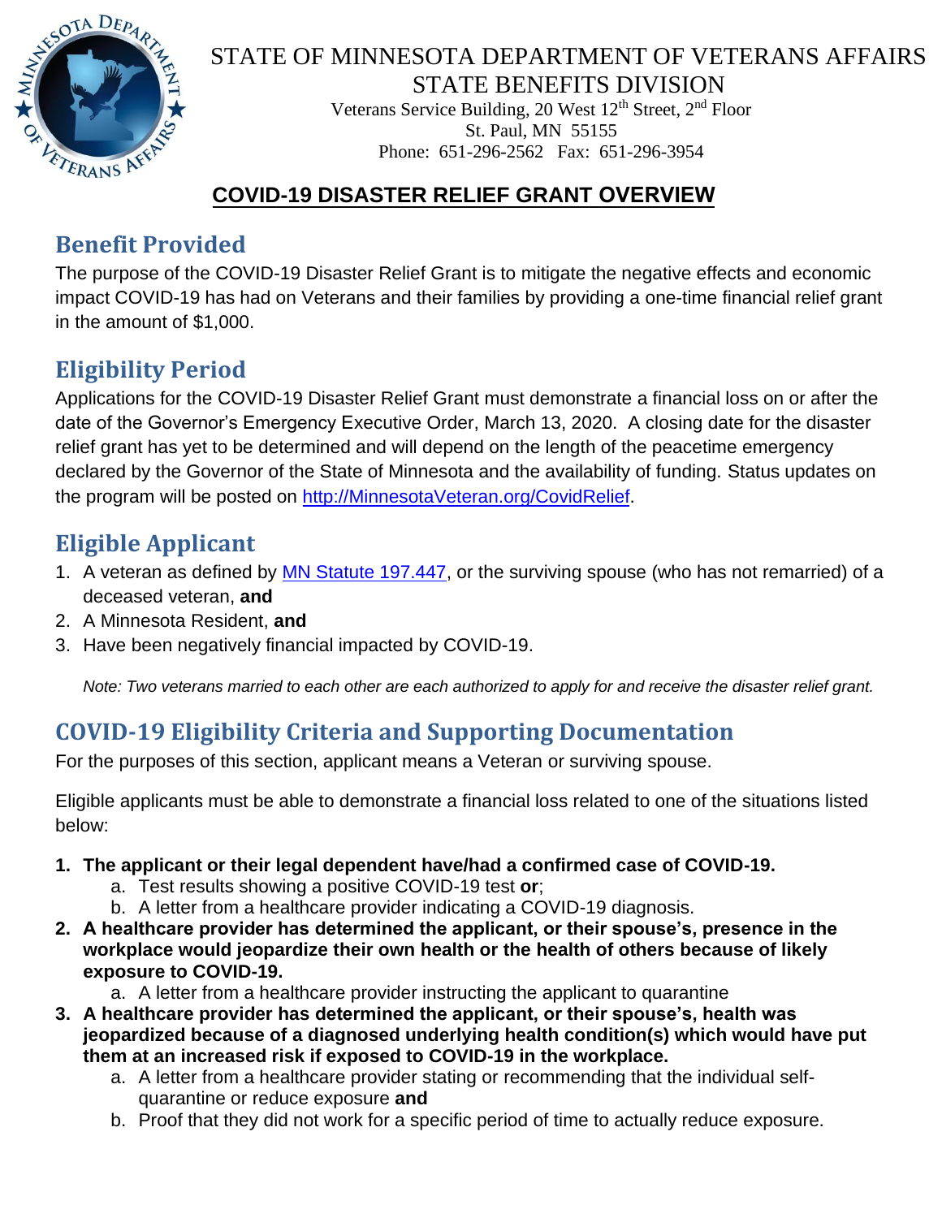# STATE OF MINNESOTA DEPARTMENT OF VETERANS AFFAIRS
## STATE BENEFITS DIVISION

Veterans Service Building, 20 West 12th Street, 2nd Floor
St. Paul, MN 55155
Phone: 651-296-2562 Fax: 651-296-3954

## COVID-19 DISASTER RELIEF GRANT OVERVIEW

### Benefit Provided

The purpose of the COVID-19 Disaster Relief Grant is to mitigate the negative effects and economic impact COVID-19 has had on Veterans and their families by providing a one-time financial relief grant in the amount of $1,000.

### Eligibility Period

Applications for the COVID-19 Disaster Relief Grant must demonstrate a financial loss on or after the date of the Governor's Emergency Executive Order, March 13, 2020. A closing date for the disaster relief grant has yet to be determined and will depend on the length of the peacetime emergency declared by the Governor of the State of Minnesota and the availability of funding. Status updates on the program will be posted on http://MinnesotaVeteran.org/CovidRelief.

### Eligible Applicant

1. A veteran as defined by MN Statute 197.447, or the surviving spouse (who has not remarried) of a deceased veteran, **and**
2. A Minnesota Resident, **and**
3. Have been negatively financial impacted by COVID-19.

*Note: Two veterans married to each other are each authorized to apply for and receive the disaster relief grant.*

### COVID-19 Eligibility Criteria and Supporting Documentation

For the purposes of this section, applicant means a Veteran or surviving spouse.

Eligible applicants must be able to demonstrate a financial loss related to one of the situations listed below:

1. **The applicant or their legal dependent have/had a confirmed case of COVID-19.**
   a. Test results showing a positive COVID-19 test **or**;
   b. A letter from a healthcare provider indicating a COVID-19 diagnosis.
2. **A healthcare provider has determined the applicant, or their spouse's, presence in the workplace would jeopardize their own health or the health of others because of likely exposure to COVID-19.**
   a. A letter from a healthcare provider instructing the applicant to quarantine
3. **A healthcare provider has determined the applicant, or their spouse's, health was jeopardized because of a diagnosed underlying health condition(s) which would have put them at an increased risk if exposed to COVID-19 in the workplace.**
   a. A letter from a healthcare provider stating or recommending that the individual self-quarantine or reduce exposure **and**
   b. Proof that they did not work for a specific period of time to actually reduce exposure.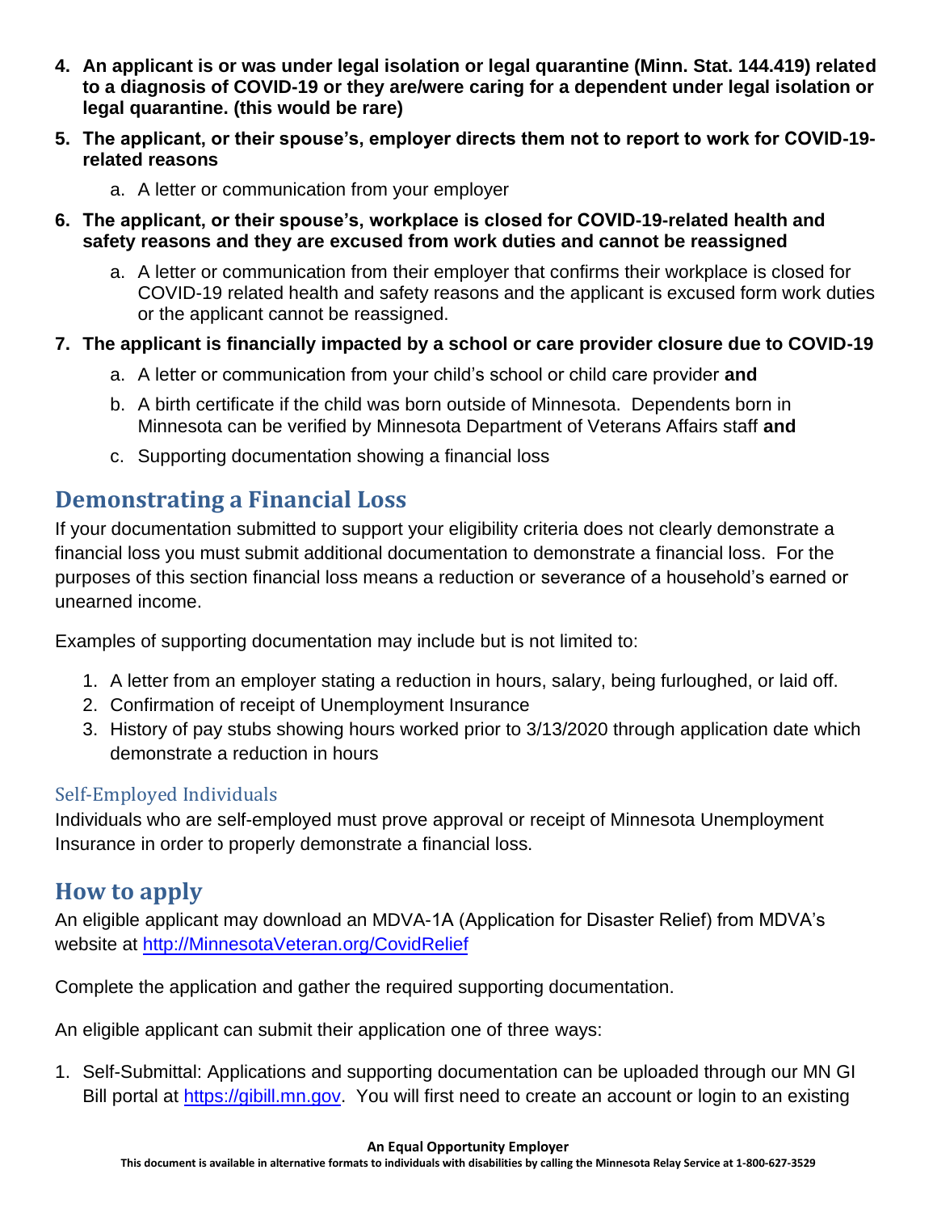4. **An applicant is or was under legal isolation or legal quarantine (Minn. Stat. 144.419) related to a diagnosis of COVID-19 or they are/were caring for a dependent under legal isolation or legal quarantine. (this would be rare)**
5. **The applicant, or their spouse's, employer directs them not to report to work for COVID-19-related reasons**
   a. A letter or communication from your employer
6. **The applicant, or their spouse's, workplace is closed for COVID-19-related health and safety reasons and they are excused from work duties and cannot be reassigned**
   a. A letter or communication from their employer that confirms their workplace is closed for COVID-19 related health and safety reasons and the applicant is excused form work duties or the applicant cannot be reassigned.
7. **The applicant is financially impacted by a school or care provider closure due to COVID-19**
   a. A letter or communication from your child's school or child care provider **and**
   b. A birth certificate if the child was born outside of Minnesota. Dependents born in Minnesota can be verified by Minnesota Department of Veterans Affairs staff **and**
   c. Supporting documentation showing a financial loss

## Demonstrating a Financial Loss

If your documentation submitted to support your eligibility criteria does not clearly demonstrate a financial loss you must submit additional documentation to demonstrate a financial loss. For the purposes of this section financial loss means a reduction or severance of a household's earned or unearned income.

Examples of supporting documentation may include but is not limited to:

1. A letter from an employer stating a reduction in hours, salary, being furloughed, or laid off.
2. Confirmation of receipt of Unemployment Insurance
3. History of pay stubs showing hours worked prior to 3/13/2020 through application date which demonstrate a reduction in hours

### Self-Employed Individuals

Individuals who are self-employed must prove approval or receipt of Minnesota Unemployment Insurance in order to properly demonstrate a financial loss.

## How to apply

An eligible applicant may download an MDVA-1A (Application for Disaster Relief) from MDVA's website at [http://MinnesotaVeteran.org/CovidRelief](http://MinnesotaVeteran.org/CovidRelief)

Complete the application and gather the required supporting documentation.

An eligible applicant can submit their application one of three ways:

1. Self-Submittal: Applications and supporting documentation can be uploaded through our MN GI Bill portal at [https://gibill.mn.gov](https://gibill.mn.gov). You will first need to create an account or login to an existing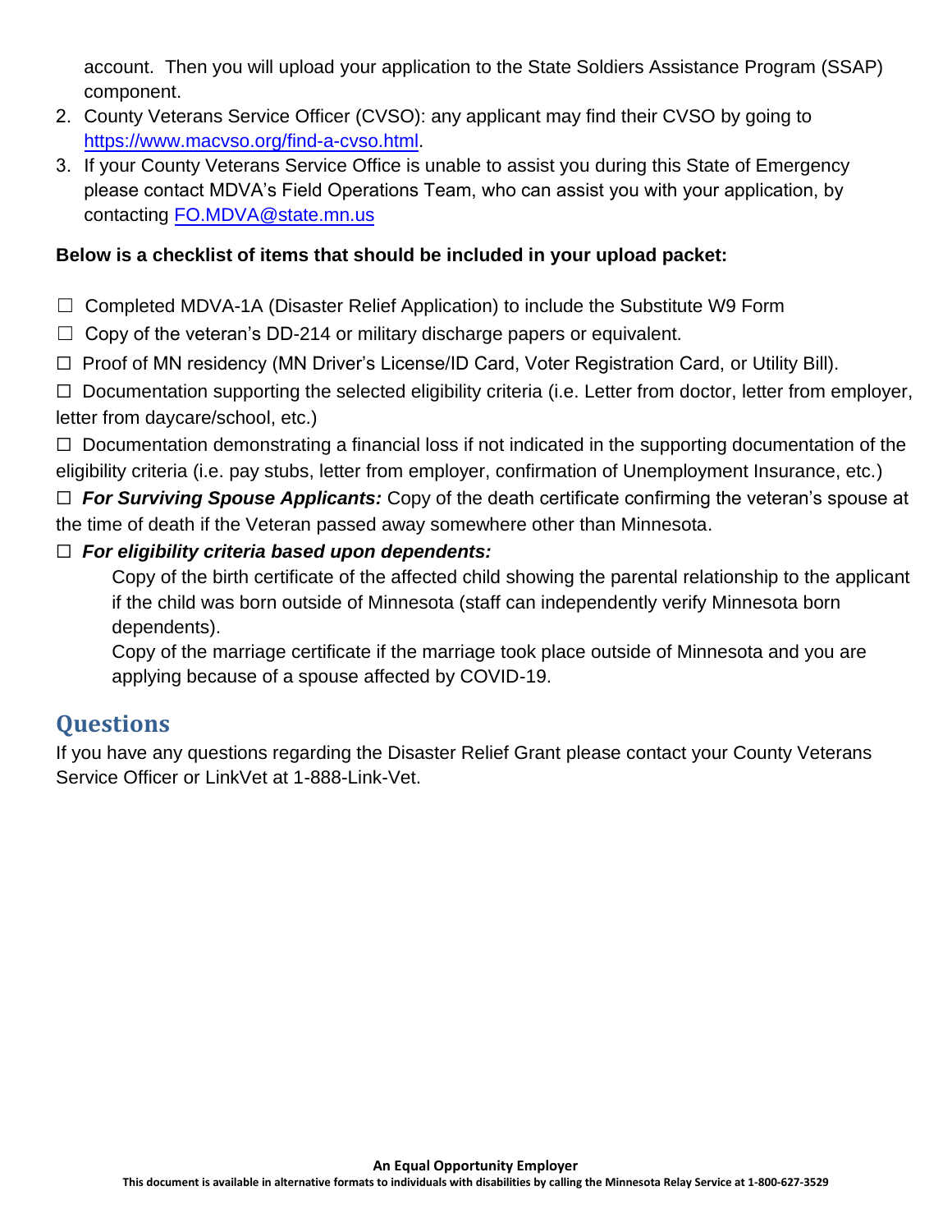account. Then you will upload your application to the State Soldiers Assistance Program (SSAP) component.

2. County Veterans Service Officer (CVSO): any applicant may find their CVSO by going to [https://www.macvso.org/find-a-cvso.html](https://www.macvso.org/find-a-cvso.html).
3. If your County Veterans Service Office is unable to assist you during this State of Emergency please contact MDVA's Field Operations Team, who can assist you with your application, by contacting [FO.MDVA@state.mn.us](mailto:FO.MDVA@state.mn.us)

**Below is a checklist of items that should be included in your upload packet:**

☐ Completed MDVA-1A (Disaster Relief Application) to include the Substitute W9 Form

☐ Copy of the veteran's DD-214 or military discharge papers or equivalent.

☐ Proof of MN residency (MN Driver's License/ID Card, Voter Registration Card, or Utility Bill).

☐ Documentation supporting the selected eligibility criteria (i.e. Letter from doctor, letter from employer, letter from daycare/school, etc.)

☐ Documentation demonstrating a financial loss if not indicated in the supporting documentation of the eligibility criteria (i.e. pay stubs, letter from employer, confirmation of Unemployment Insurance, etc.)

☐ ***For Surviving Spouse Applicants:*** Copy of the death certificate confirming the veteran's spouse at the time of death if the Veteran passed away somewhere other than Minnesota.

☐ ***For eligibility criteria based upon dependents:***

Copy of the birth certificate of the affected child showing the parental relationship to the applicant if the child was born outside of Minnesota (staff can independently verify Minnesota born dependents).

Copy of the marriage certificate if the marriage took place outside of Minnesota and you are applying because of a spouse affected by COVID-19.

## Questions

If you have any questions regarding the Disaster Relief Grant please contact your County Veterans Service Officer or LinkVet at 1-888-Link-Vet.

**An Equal Opportunity Employer**

**This document is available in alternative formats to individuals with disabilities by calling the Minnesota Relay Service at 1-800-627-3529**